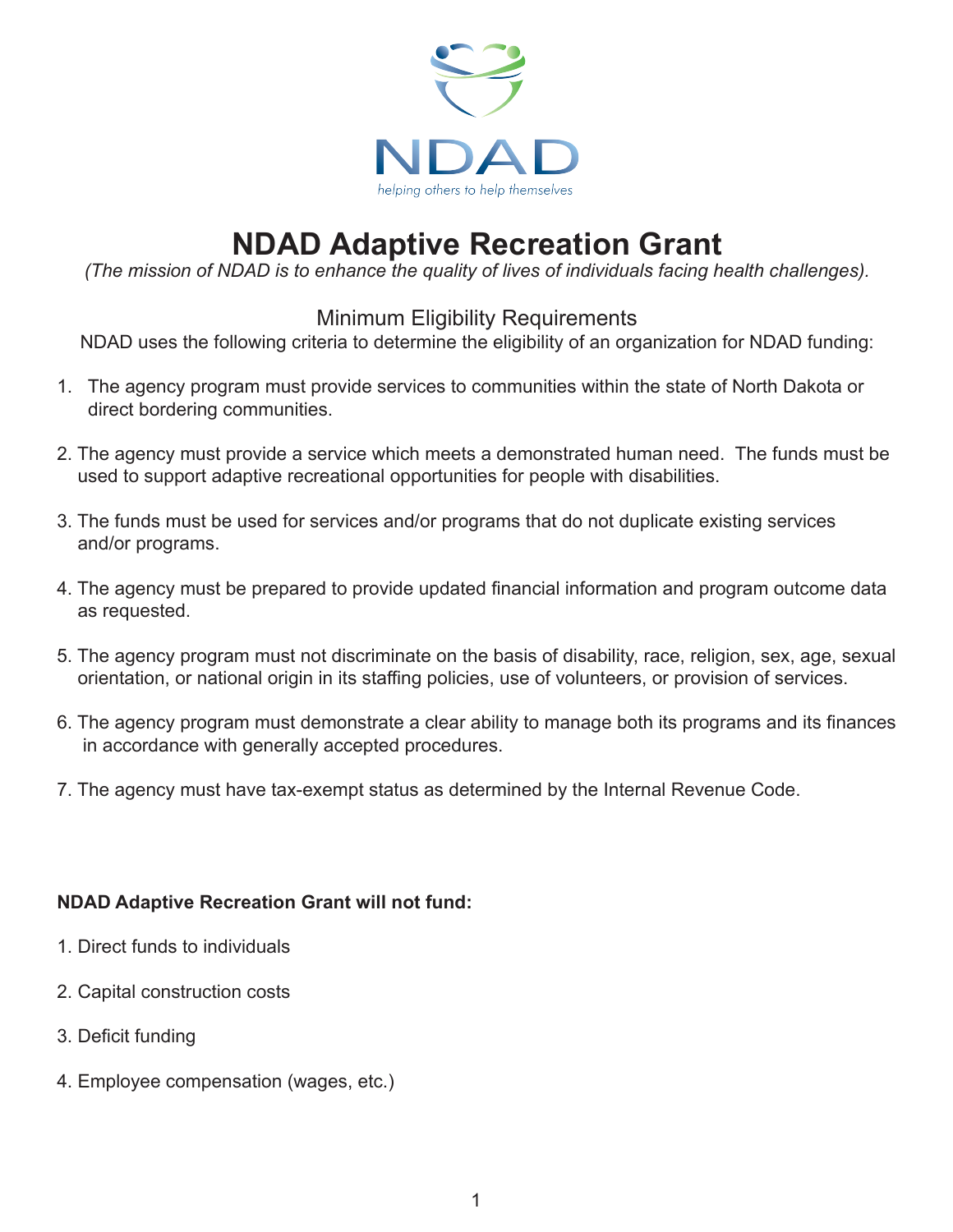NDAD

*helping others to help themselves*

# NDAD Adaptive Recreation Grant

*(The mission of NDAD is to enhance the quality of lives of individuals facing health challenges).*

## Minimum Eligibility Requirements

NDAD uses the following criteria to determine the eligibility of an organization for NDAD funding:

1. The agency program must provide services to communities within the state of North Dakota or direct bordering communities.

2. The agency must provide a service which meets a demonstrated human need. The funds must be used to support adaptive recreational opportunities for people with disabilities.

3. The funds must be used for services and/or programs that do not duplicate existing services and/or programs.

4. The agency must be prepared to provide updated financial information and program outcome data as requested.

5. The agency program must not discriminate on the basis of disability, race, religion, sex, age, sexual orientation, or national origin in its staffing policies, use of volunteers, or provision of services.

6. The agency program must demonstrate a clear ability to manage both its programs and its finances in accordance with generally accepted procedures.

7. The agency must have tax-exempt status as determined by the Internal Revenue Code.

**NDAD Adaptive Recreation Grant will not fund:**

1. Direct funds to individuals

2. Capital construction costs

3. Deficit funding

4. Employee compensation (wages, etc.)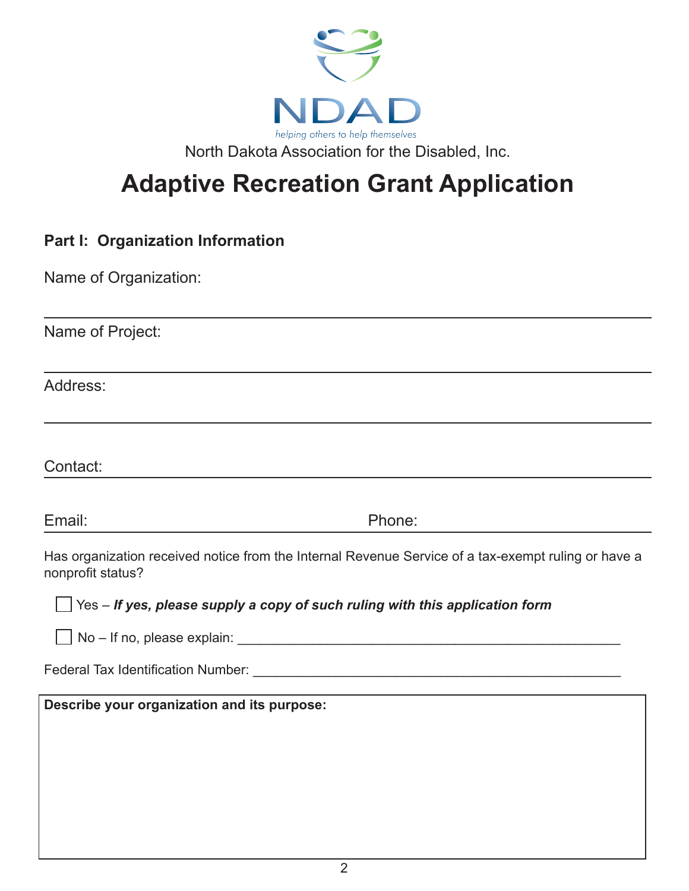NDAD

*helping others to help themselves*

North Dakota Association for the Disabled, Inc.

# Adaptive Recreation Grant Application

**Part I: Organization Information**

Name of Organization:

_______________________________________________

Name of Project:

_______________________________________________

Address:

_______________________________________________

Contact: _______________________________________________

Email: ______________________ Phone: ______________________

Has organization received notice from the Internal Revenue Service of a tax-exempt ruling or have a nonprofit status?

☐ Yes – ***If yes, please supply a copy of such ruling with this application form***

☐ No – If no, please explain: ______________________________________________

Federal Tax Identification Number: ______________________________________________

**Describe your organization and its purpose:**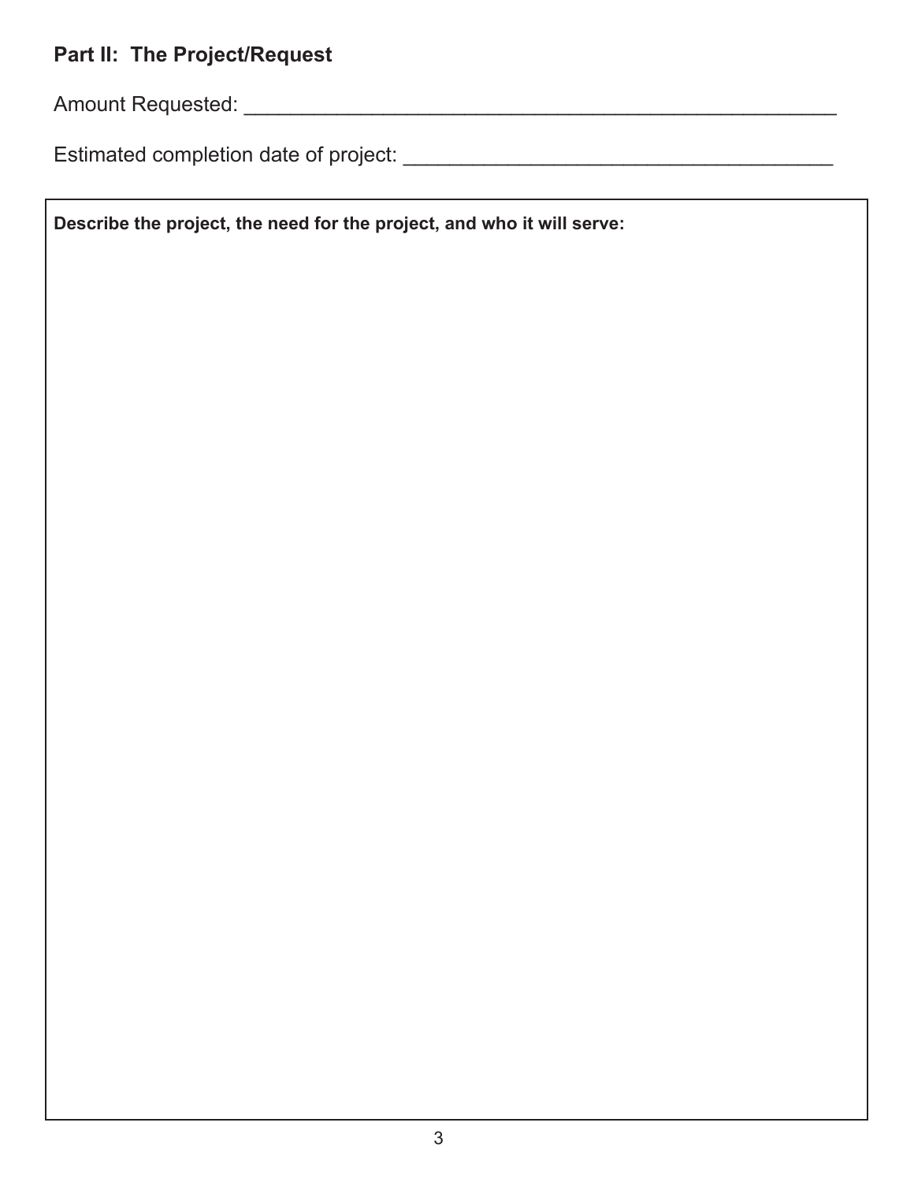## Part II: The Project/Request

Amount Requested: ______________________________________________

Estimated completion date of project: ________________________________

**Describe the project, the need for the project, and who it will serve:**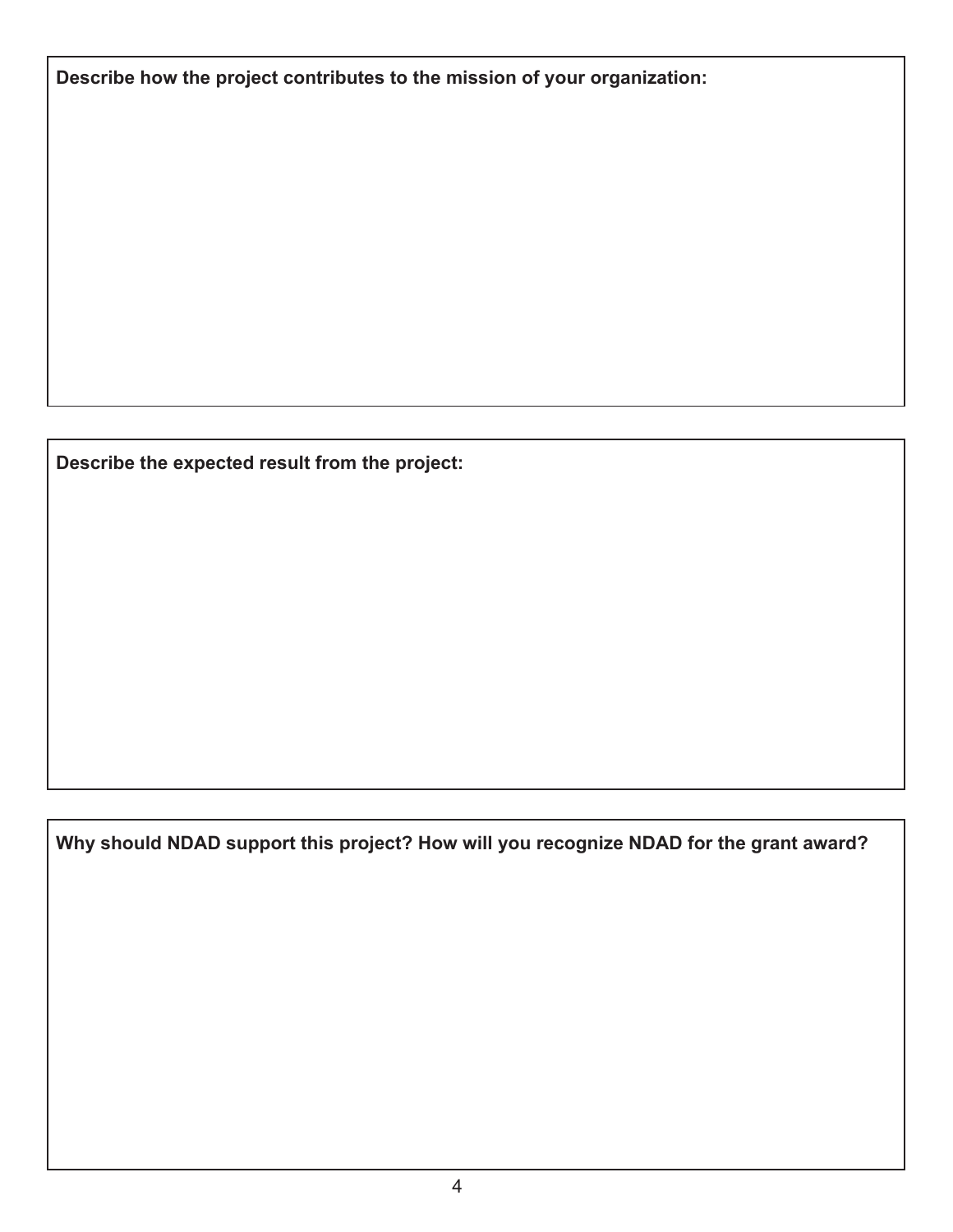**Describe how the project contributes to the mission of your organization:**

**Describe the expected result from the project:**

**Why should NDAD support this project? How will you recognize NDAD for the grant award?**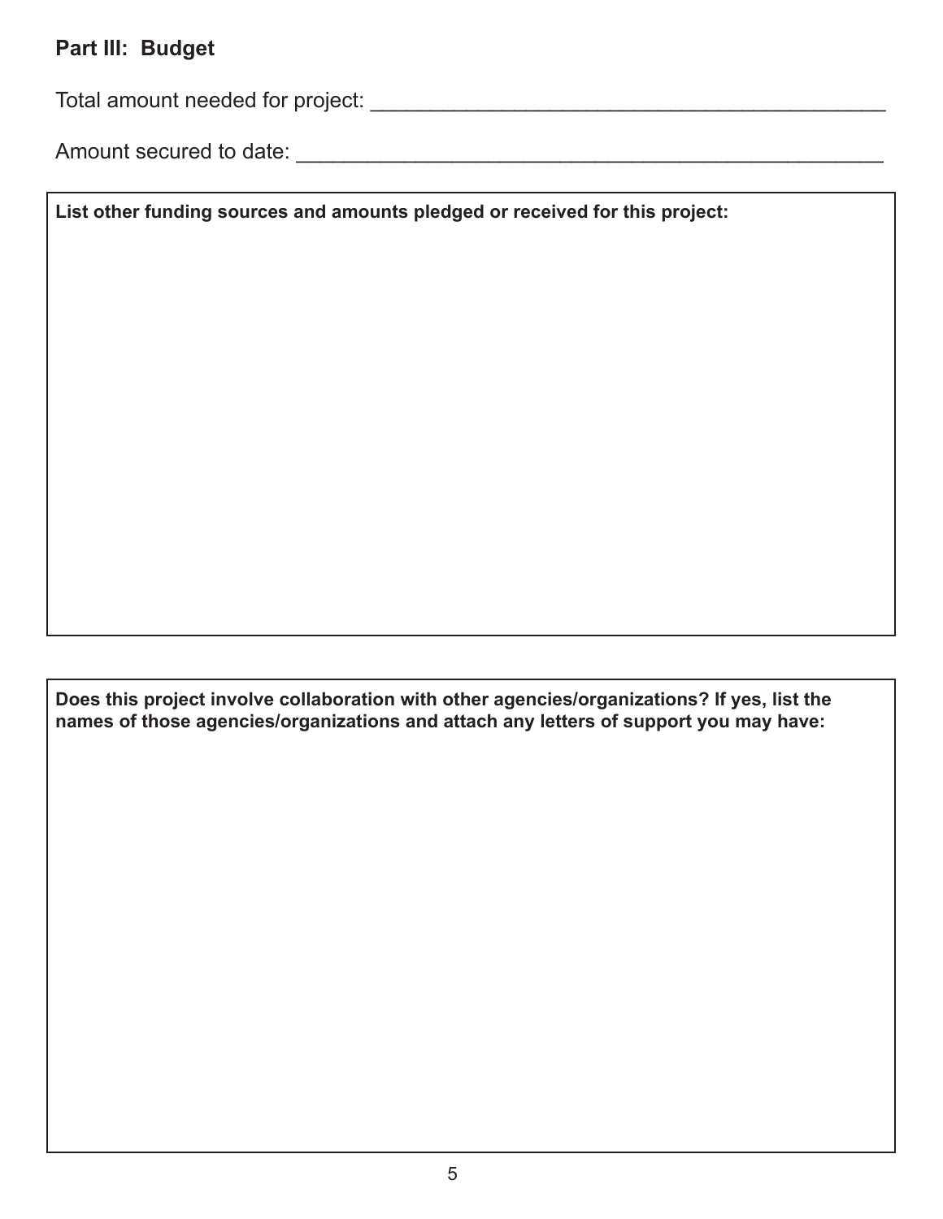## Part III: Budget

Total amount needed for project: ___________________________________________

Amount secured to date: ________________________________________________

**List other funding sources and amounts pledged or received for this project:**

**Does this project involve collaboration with other agencies/organizations? If yes, list the names of those agencies/organizations and attach any letters of support you may have:**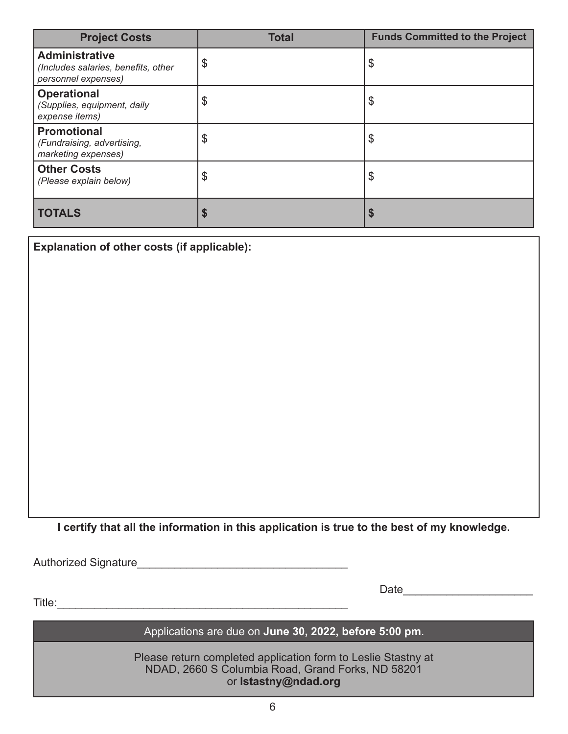| Project Costs | Total | Funds Committed to the Project |
|---|---|---|
| **Administrative** *(Includes salaries, benefits, other personnel expenses)* | $ | $ |
| **Operational** *(Supplies, equipment, daily expense items)* | $ | $ |
| **Promotional** *(Fundraising, advertising, marketing expenses)* | $ | $ |
| **Other Costs** *(Please explain below)* | $ | $ |
| **TOTALS** | **$** | **$** |

**Explanation of other costs (if applicable):**

**I certify that all the information in this application is true to the best of my knowledge.**

Authorized Signature__________________________________

Date____________________

Title:_______________________________________________

Applications are due on **June 30, 2022, before 5:00 pm**.

Please return completed application form to Leslie Stastny at NDAD, 2660 S Columbia Road, Grand Forks, ND 58201 or **lstastny@ndad.org**